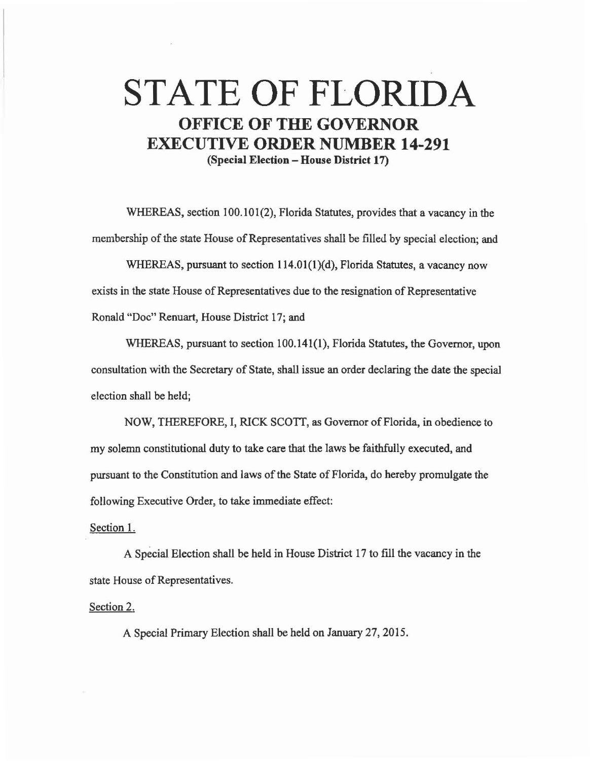# STATE OF FLORIDA

## OFFICE OF THE GOVERNOR

## EXECUTIVE ORDER NUMBER 14-291

**(Special Election – House District 17)**

WHEREAS, section 100.101(2), Florida Statutes, provides that a vacancy in the membership of the state House of Representatives shall be filled by special election; and

WHEREAS, pursuant to section 114.01(1)(d), Florida Statutes, a vacancy now exists in the state House of Representatives due to the resignation of Representative Ronald "Doc" Renuart, House District 17; and

WHEREAS, pursuant to section 100.141(1), Florida Statutes, the Governor, upon consultation with the Secretary of State, shall issue an order declaring the date the special election shall be held;

NOW, THEREFORE, I, RICK SCOTT, as Governor of Florida, in obedience to my solemn constitutional duty to take care that the laws be faithfully executed, and pursuant to the Constitution and laws of the State of Florida, do hereby promulgate the following Executive Order, to take immediate effect:

Section 1.

A Special Election shall be held in House District 17 to fill the vacancy in the state House of Representatives.

Section 2.

A Special Primary Election shall be held on January 27, 2015.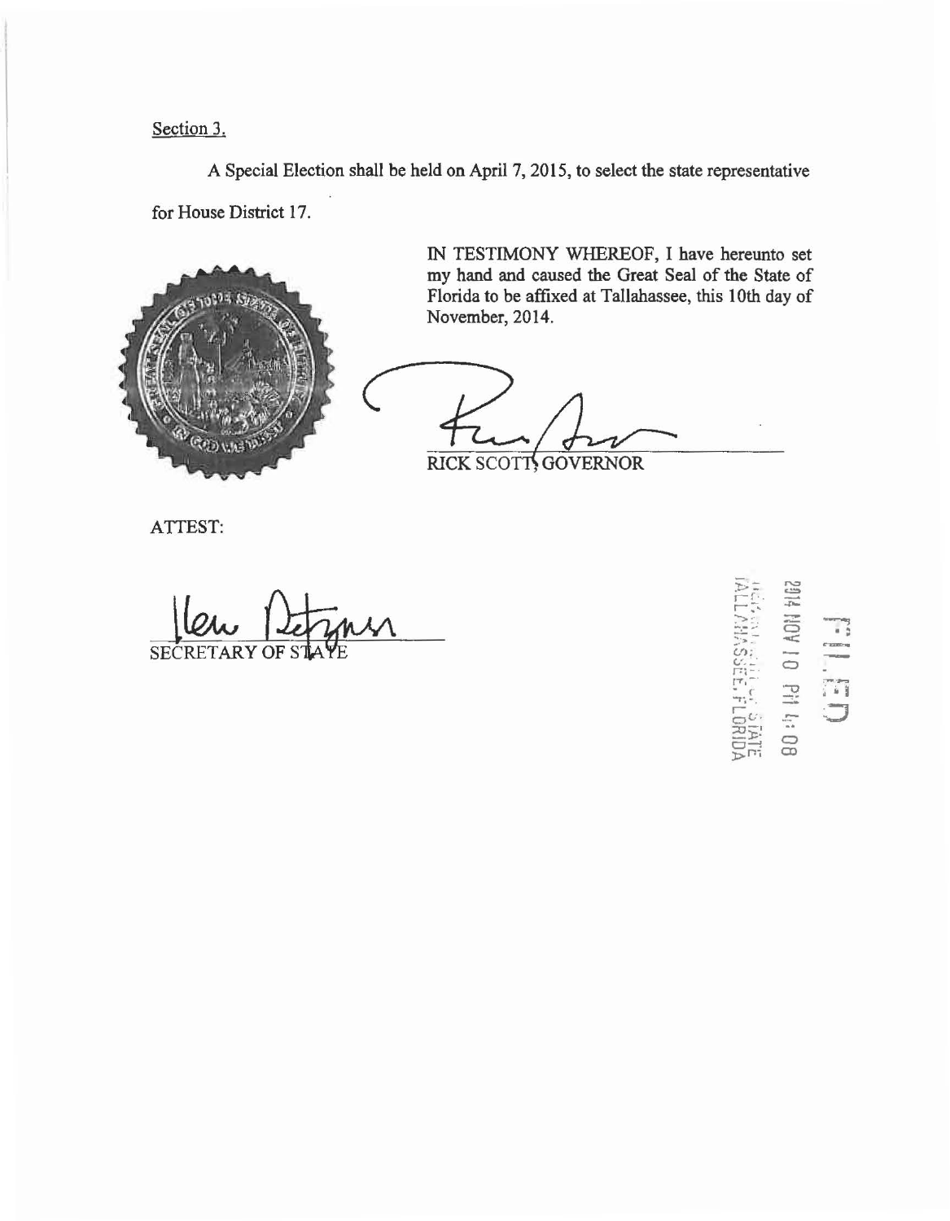Section 3.

A Special Election shall be held on April 7, 2015, to select the state representative for House District 17.

IN TESTIMONY WHEREOF, I have hereunto set my hand and caused the Great Seal of the State of Florida to be affixed at Tallahassee, this 10th day of November, 2014.

RICK SCOTT, GOVERNOR

ATTEST:

SECRETARY OF STATE

FILED

2014 NOV 10 PM 4:08

DEPARTMENT OF STATE
TALLAHASSEE, FLORIDA